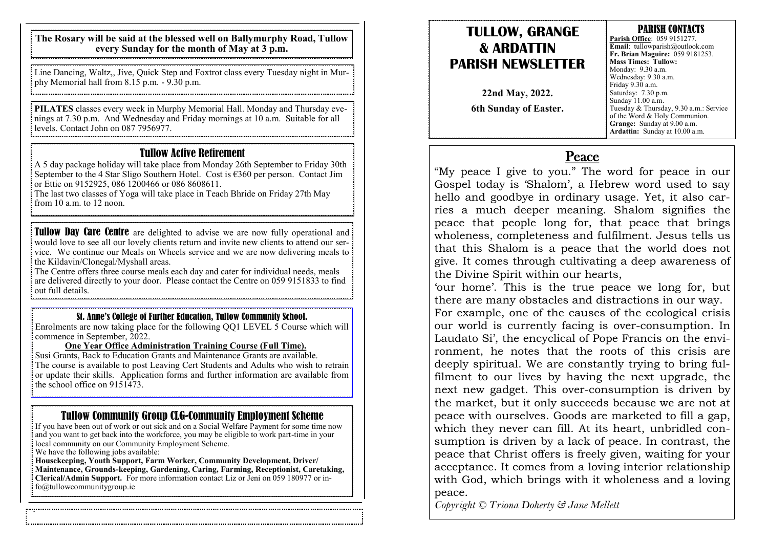**The Rosary will be said at the blessed well on Ballymurphy Road, Tullow every Sunday for the month of May at 3 p.m.**

Line Dancing, Waltz,, Jive, Quick Step and Foxtrot class every Tuesday night in Murphy Memorial hall from 8.15 p.m. - 9.30 p.m.

**PILATES** classes every week in Murphy Memorial Hall. Monday and Thursday evenings at 7.30 p.m. And Wednesday and Friday mornings at 10 a.m. Suitable for all levels. Contact John on 087 7956977.

## Tullow Active Retirement

A 5 day package holiday will take place from Monday 26th September to Friday 30th September to the 4 Star Sligo Southern Hotel. Cost is €360 per person. Contact Jim or Ettie on 9152925, 086 1200466 or 086 8608611.

The last two classes of Yoga will take place in Teach Bhride on Friday 27th May from 10 a.m. to 12 noon.

**Tullow Day Care Centre** are delighted to advise we are now fully operational and would love to see all our lovely clients return and invite new clients to attend our service. We continue our Meals on Wheels service and we are now delivering meals to the Kildavin/Clonegal/Myshall areas.

The Centre offers three course meals each day and cater for individual needs, meals are delivered directly to your door. Please contact the Centre on 059 9151833 to find out full details.

### St. Anne's College of Further Education, Tullow Community School.

Enrolments are now taking place for the following QQ1 LEVEL 5 Course which will commence in September, 2022.

**One Year Office Administration Training Course (Full Time).**

Susi Grants, Back to Education Grants and Maintenance Grants are available.

The course is available to post Leaving Cert Students and Adults who wish to retrain or update their skills. Application forms and further information are available from the school office on 9151473.

## Tullow Community Group CLG-Community Employment Scheme

If you have been out of work or out sick and on a Social Welfare Payment for some time now and you want to get back into the workforce, you may be eligible to work part-time in your local community on our Community Employment Scheme.

We have the following jobs available:

**Housekeeping, Youth Support, Farm Worker, Community Development, Driver/ Maintenance, Grounds-keeping, Gardening, Caring, Farming, Receptionist, Caretaking, Clerical/Admin Support.** For more information contact Liz or Jeni on 059 180977 or info@tullowcommunitygroup.ie

# TULLOW, GRANGE & ARDATTIN PARISH NEWSLETTER

**22nd May, 2022.**

**6th Sunday of Easter.**

### PARISH CONTACTS

**Parish Office**: 059 9151277.
**Email**: tullowparish@outlook.com
**Fr. Brian Maguire:** 059 9181253.
**Mass Times: Tullow:**
Monday: 9.30 a.m.
Wednesday: 9.30 a.m.
Friday 9.30 a.m.
Saturday: 7.30 p.m.
Sunday 11.00 a.m.
Tuesday & Thursday, 9.30 a.m.: Service of the Word & Holy Communion.
**Grange:** Sunday at 9.00 a.m.
**Ardattin:** Sunday at 10.00 a.m.

## Peace

"My peace I give to you." The word for peace in our Gospel today is 'Shalom', a Hebrew word used to say hello and goodbye in ordinary usage. Yet, it also carries a much deeper meaning. Shalom signifies the peace that people long for, that peace that brings wholeness, completeness and fulfilment. Jesus tells us that this Shalom is a peace that the world does not give. It comes through cultivating a deep awareness of the Divine Spirit within our hearts,

'our home'. This is the true peace we long for, but there are many obstacles and distractions in our way. For example, one of the causes of the ecological crisis our world is currently facing is over-consumption. In Laudato Si', the encyclical of Pope Francis on the environment, he notes that the roots of this crisis are deeply spiritual. We are constantly trying to bring fulfilment to our lives by having the next upgrade, the next new gadget. This over-consumption is driven by the market, but it only succeeds because we are not at peace with ourselves. Goods are marketed to fill a gap, which they never can fill. At its heart, unbridled consumption is driven by a lack of peace. In contrast, the peace that Christ offers is freely given, waiting for your acceptance. It comes from a loving interior relationship with God, which brings with it wholeness and a loving peace.

*Copyright © Triona Doherty & Jane Mellett*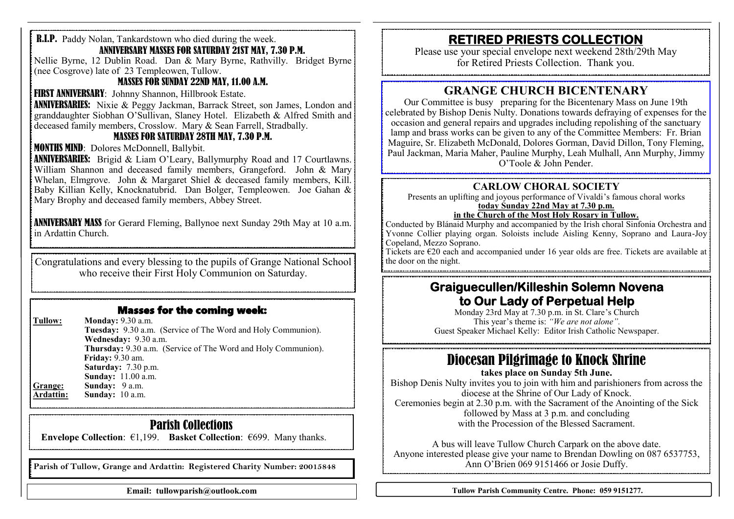**R.I.P.** Paddy Nolan, Tankardstown who died during the week.

### ANNIVERSARY MASSES FOR SATURDAY 21ST MAY, 7.30 P.M.

Nellie Byrne, 12 Dublin Road. Dan & Mary Byrne, Rathvilly. Bridget Byrne (nee Cosgrove) late of 23 Templeowen, Tullow.

### MASSES FOR SUNDAY 22ND MAY, 11.00 A.M.

**FIRST ANNIVERSARY**: Johnny Shannon, Hillbrook Estate.

**ANNIVERSARIES:** Nixie & Peggy Jackman, Barrack Street, son James, London and granddaughter Siobhan O'Sullivan, Slaney Hotel. Elizabeth & Alfred Smith and deceased family members, Crosslow. Mary & Sean Farrell, Stradbally.

### MASSES FOR SATURDAY 28TH MAY, 7.30 P.M.

**MONTHS MIND**: Dolores McDonnell, Ballybit.

**ANNIVERSARIES:** Brigid & Liam O'Leary, Ballymurphy Road and 17 Courtlawns. William Shannon and deceased family members, Grangeford. John & Mary Whelan, Elmgrove. John & Margaret Shiel & deceased family members, Kill. Baby Killian Kelly, Knocknatubrid. Dan Bolger, Templeowen. Joe Gahan & Mary Brophy and deceased family members, Abbey Street.

**ANNIVERSARY MASS** for Gerard Fleming, Ballynoe next Sunday 29th May at 10 a.m. in Ardattin Church.

Congratulations and every blessing to the pupils of Grange National School who receive their First Holy Communion on Saturday.

## Masses for the coming week:

| | |
|---|---|
| **Tullow:** | **Monday:** 9.30 a.m. |
| | **Tuesday:** 9.30 a.m. (Service of The Word and Holy Communion). |
| | **Wednesday:** 9.30 a.m. |
| | **Thursday:** 9.30 a.m. (Service of The Word and Holy Communion). |
| | **Friday:** 9.30 am. |
| | **Saturday:** 7.30 p.m. |
| | **Sunday:** 11.00 a.m. |
| **Grange:** | **Sunday:** 9 a.m. |
| **Ardattin:** | **Sunday:** 10 a.m. |

## Parish Collections

**Envelope Collection**: €1,199. **Basket Collection**: €699. Many thanks.

**Parish of Tullow, Grange and Ardattin: Registered Charity Number: 20015848**

**Email: tullowparish@outlook.com**

## RETIRED PRIESTS COLLECTION

Please use your special envelope next weekend 28th/29th May for Retired Priests Collection. Thank you.

## GRANGE CHURCH BICENTENARY

Our Committee is busy preparing for the Bicentenary Mass on June 19th celebrated by Bishop Denis Nulty. Donations towards defraying of expenses for the occasion and general repairs and upgrades including repolishing of the sanctuary lamp and brass works can be given to any of the Committee Members: Fr. Brian Maguire, Sr. Elizabeth McDonald, Dolores Gorman, David Dillon, Tony Fleming, Paul Jackman, Maria Maher, Pauline Murphy, Leah Mulhall, Ann Murphy, Jimmy O'Toole & John Pender.

## CARLOW CHORAL SOCIETY

Presents an uplifting and joyous performance of Vivaldi's famous choral works
**today Sunday 22nd May at 7.30 p.m.**
**in the Church of the Most Holy Rosary in Tullow.**

Conducted by Blánaid Murphy and accompanied by the Irish choral Sinfonia Orchestra and Yvonne Collier playing organ. Soloists include Aisling Kenny, Soprano and Laura-Joy Copeland, Mezzo Soprano.

Tickets are €20 each and accompanied under 16 year olds are free. Tickets are available at the door on the night.

## Graiguecullen/Killeshin Solemn Novena to Our Lady of Perpetual Help

Monday 23rd May at 7.30 p.m. in St. Clare's Church
This year's theme is: *"We are not alone".*
Guest Speaker Michael Kelly: Editor Irish Catholic Newspaper.

## Diocesan Pilgrimage to Knock Shrine

**takes place on Sunday 5th June.**

Bishop Denis Nulty invites you to join with him and parishioners from across the diocese at the Shrine of Our Lady of Knock.
Ceremonies begin at 2.30 p.m. with the Sacrament of the Anointing of the Sick followed by Mass at 3 p.m. and concluding with the Procession of the Blessed Sacrament.

A bus will leave Tullow Church Carpark on the above date.
Anyone interested please give your name to Brendan Dowling on 087 6537753, Ann O'Brien 069 9151466 or Josie Duffy.

**Tullow Parish Community Centre. Phone: 059 9151277.**